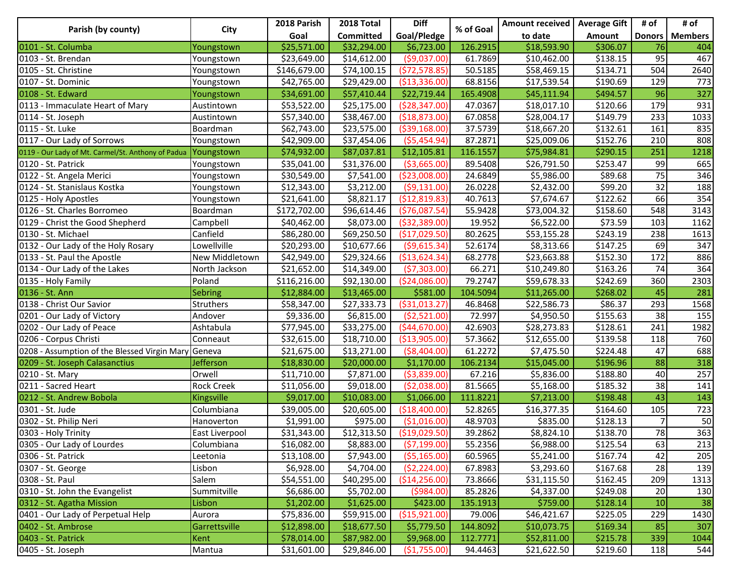| Parish (by county) | City | 2018 Parish Goal | 2018 Total Committed | Diff Goal/Pledge | % of Goal | Amount received to date | Average Gift Amount | # of Donors | # of Members |
|---|---|---|---|---|---|---|---|---|---|
| 0101 - St. Columba | Youngstown | $25,571.00 | $32,294.00 | $6,723.00 | 126.2915 | $18,593.90 | $306.07 | 76 | 404 |
| 0103 - St. Brendan | Youngstown | $23,649.00 | $14,612.00 | ($9,037.00) | 61.7869 | $10,462.00 | $138.15 | 95 | 467 |
| 0105 - St. Christine | Youngstown | $146,679.00 | $74,100.15 | ($72,578.85) | 50.5185 | $58,469.15 | $134.71 | 504 | 2640 |
| 0107 - St. Dominic | Youngstown | $42,765.00 | $29,429.00 | ($13,336.00) | 68.8156 | $17,539.54 | $190.69 | 129 | 773 |
| 0108 - St. Edward | Youngstown | $34,691.00 | $57,410.44 | $22,719.44 | 165.4908 | $45,111.94 | $494.57 | 96 | 327 |
| 0113 - Immaculate Heart of Mary | Austintown | $53,522.00 | $25,175.00 | ($28,347.00) | 47.0367 | $18,017.10 | $120.66 | 179 | 931 |
| 0114 - St. Joseph | Austintown | $57,340.00 | $38,467.00 | ($18,873.00) | 67.0858 | $28,004.17 | $149.79 | 233 | 1033 |
| 0115 - St. Luke | Boardman | $62,743.00 | $23,575.00 | ($39,168.00) | 37.5739 | $18,667.20 | $132.61 | 161 | 835 |
| 0117 - Our Lady of Sorrows | Youngstown | $42,909.00 | $37,454.06 | ($5,454.94) | 87.2871 | $25,009.06 | $152.76 | 210 | 808 |
| 0119 - Our Lady of Mt. Carmel/St. Anthony of Padua | Youngstown | $74,932.00 | $87,037.81 | $12,105.81 | 116.1557 | $75,984.81 | $290.15 | 251 | 1218 |
| 0120 - St. Patrick | Youngstown | $35,041.00 | $31,376.00 | ($3,665.00) | 89.5408 | $26,791.50 | $253.47 | 99 | 665 |
| 0122 - St. Angela Merici | Youngstown | $30,549.00 | $7,541.00 | ($23,008.00) | 24.6849 | $5,986.00 | $89.68 | 75 | 346 |
| 0124 - St. Stanislaus Kostka | Youngstown | $12,343.00 | $3,212.00 | ($9,131.00) | 26.0228 | $2,432.00 | $99.20 | 32 | 188 |
| 0125 - Holy Apostles | Youngstown | $21,641.00 | $8,821.17 | ($12,819.83) | 40.7613 | $7,674.67 | $122.62 | 66 | 354 |
| 0126 - St. Charles Borromeo | Boardman | $172,702.00 | $96,614.46 | ($76,087.54) | 55.9428 | $73,004.32 | $158.60 | 548 | 3143 |
| 0129 - Christ the Good Shepherd | Campbell | $40,462.00 | $8,073.00 | ($32,389.00) | 19.952 | $6,522.00 | $73.59 | 103 | 1162 |
| 0130 - St. Michael | Canfield | $86,280.00 | $69,250.50 | ($17,029.50) | 80.2625 | $53,155.28 | $243.19 | 238 | 1613 |
| 0132 - Our Lady of the Holy Rosary | Lowellville | $20,293.00 | $10,677.66 | ($9,615.34) | 52.6174 | $8,313.66 | $147.25 | 69 | 347 |
| 0133 - St. Paul the Apostle | New Middletown | $42,949.00 | $29,324.66 | ($13,624.34) | 68.2778 | $23,663.88 | $152.30 | 172 | 886 |
| 0134 - Our Lady of the Lakes | North Jackson | $21,652.00 | $14,349.00 | ($7,303.00) | 66.271 | $10,249.80 | $163.26 | 74 | 364 |
| 0135 - Holy Family | Poland | $116,216.00 | $92,130.00 | ($24,086.00) | 79.2747 | $59,678.33 | $242.69 | 360 | 2303 |
| 0136 - St. Ann | Sebring | $12,884.00 | $13,465.00 | $581.00 | 104.5094 | $11,265.00 | $268.02 | 45 | 281 |
| 0138 - Christ Our Savior | Struthers | $58,347.00 | $27,333.73 | ($31,013.27) | 46.8468 | $22,586.73 | $86.37 | 293 | 1568 |
| 0201 - Our Lady of Victory | Andover | $9,336.00 | $6,815.00 | ($2,521.00) | 72.997 | $4,950.50 | $155.63 | 38 | 155 |
| 0202 - Our Lady of Peace | Ashtabula | $77,945.00 | $33,275.00 | ($44,670.00) | 42.6903 | $28,273.83 | $128.61 | 241 | 1982 |
| 0206 - Corpus Christi | Conneaut | $32,615.00 | $18,710.00 | ($13,905.00) | 57.3662 | $12,655.00 | $139.58 | 118 | 760 |
| 0208 - Assumption of the Blessed Virgin Mary | Geneva | $21,675.00 | $13,271.00 | ($8,404.00) | 61.2272 | $7,475.50 | $224.48 | 47 | 688 |
| 0209 - St. Joseph Calasanctius | Jefferson | $18,830.00 | $20,000.00 | $1,170.00 | 106.2134 | $15,045.00 | $196.96 | 88 | 318 |
| 0210 - St. Mary | Orwell | $11,710.00 | $7,871.00 | ($3,839.00) | 67.216 | $5,836.00 | $188.80 | 40 | 257 |
| 0211 - Sacred Heart | Rock Creek | $11,056.00 | $9,018.00 | ($2,038.00) | 81.5665 | $5,168.00 | $185.32 | 38 | 141 |
| 0212 - St. Andrew Bobola | Kingsville | $9,017.00 | $10,083.00 | $1,066.00 | 111.8221 | $7,213.00 | $198.48 | 43 | 143 |
| 0301 - St. Jude | Columbiana | $39,005.00 | $20,605.00 | ($18,400.00) | 52.8265 | $16,377.35 | $164.60 | 105 | 723 |
| 0302 - St. Philip Neri | Hanoverton | $1,991.00 | $975.00 | ($1,016.00) | 48.9703 | $835.00 | $128.13 | 7 | 50 |
| 0303 - Holy Trinity | East Liverpool | $31,343.00 | $12,313.50 | ($19,029.50) | 39.2862 | $8,824.10 | $138.70 | 78 | 363 |
| 0305 - Our Lady of Lourdes | Columbiana | $16,082.00 | $8,883.00 | ($7,199.00) | 55.2356 | $6,988.00 | $125.54 | 63 | 213 |
| 0306 - St. Patrick | Leetonia | $13,108.00 | $7,943.00 | ($5,165.00) | 60.5965 | $5,241.00 | $167.74 | 42 | 205 |
| 0307 - St. George | Lisbon | $6,928.00 | $4,704.00 | ($2,224.00) | 67.8983 | $3,293.60 | $167.68 | 28 | 139 |
| 0308 - St. Paul | Salem | $54,551.00 | $40,295.00 | ($14,256.00) | 73.8666 | $31,115.50 | $162.45 | 209 | 1313 |
| 0310 - St. John the Evangelist | Summitville | $6,686.00 | $5,702.00 | ($984.00) | 85.2826 | $4,337.00 | $249.08 | 20 | 130 |
| 0312 - St. Agatha Mission | Lisbon | $1,202.00 | $1,625.00 | $423.00 | 135.1913 | $759.00 | $128.14 | 10 | 38 |
| 0401 - Our Lady of Perpetual Help | Aurora | $75,836.00 | $59,915.00 | ($15,921.00) | 79.006 | $46,421.67 | $225.05 | 229 | 1430 |
| 0402 - St. Ambrose | Garrettsville | $12,898.00 | $18,677.50 | $5,779.50 | 144.8092 | $10,073.75 | $169.34 | 85 | 307 |
| 0403 - St. Patrick | Kent | $78,014.00 | $87,982.00 | $9,968.00 | 112.7771 | $52,811.00 | $215.78 | 339 | 1044 |
| 0405 - St. Joseph | Mantua | $31,601.00 | $29,846.00 | ($1,755.00) | 94.4463 | $21,622.50 | $219.60 | 118 | 544 |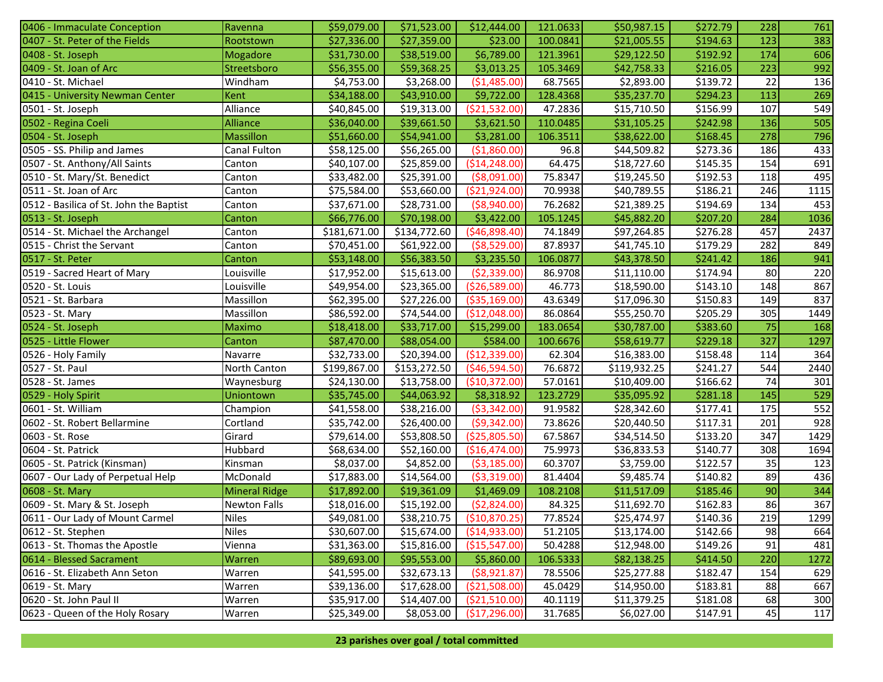| | | | | | | | | | |
|---|---|---|---|---|---|---|---|---|---|
| 0406 - Immaculate Conception | Ravenna | $59,079.00 | $71,523.00 | $12,444.00 | 121.0633 | $50,987.15 | $272.79 | 228 | 761 |
| 0407 - St. Peter of the Fields | Rootstown | $27,336.00 | $27,359.00 | $23.00 | 100.0841 | $21,005.55 | $194.63 | 123 | 383 |
| 0408 - St. Joseph | Mogadore | $31,730.00 | $38,519.00 | $6,789.00 | 121.3961 | $29,122.50 | $192.92 | 174 | 606 |
| 0409 - St. Joan of Arc | Streetsboro | $56,355.00 | $59,368.25 | $3,013.25 | 105.3469 | $42,758.33 | $216.05 | 223 | 992 |
| 0410 - St. Michael | Windham | $4,753.00 | $3,268.00 | ($1,485.00) | 68.7565 | $2,893.00 | $139.72 | 22 | 136 |
| 0415 - University Newman Center | Kent | $34,188.00 | $43,910.00 | $9,722.00 | 128.4368 | $35,237.70 | $294.23 | 113 | 269 |
| 0501 - St. Joseph | Alliance | $40,845.00 | $19,313.00 | ($21,532.00) | 47.2836 | $15,710.50 | $156.99 | 107 | 549 |
| 0502 - Regina Coeli | Alliance | $36,040.00 | $39,661.50 | $3,621.50 | 110.0485 | $31,105.25 | $242.98 | 136 | 505 |
| 0504 - St. Joseph | Massillon | $51,660.00 | $54,941.00 | $3,281.00 | 106.3511 | $38,622.00 | $168.45 | 278 | 796 |
| 0505 - SS. Philip and James | Canal Fulton | $58,125.00 | $56,265.00 | ($1,860.00) | 96.8 | $44,509.82 | $273.36 | 186 | 433 |
| 0507 - St. Anthony/All Saints | Canton | $40,107.00 | $25,859.00 | ($14,248.00) | 64.475 | $18,727.60 | $145.35 | 154 | 691 |
| 0510 - St. Mary/St. Benedict | Canton | $33,482.00 | $25,391.00 | ($8,091.00) | 75.8347 | $19,245.50 | $192.53 | 118 | 495 |
| 0511 - St. Joan of Arc | Canton | $75,584.00 | $53,660.00 | ($21,924.00) | 70.9938 | $40,789.55 | $186.21 | 246 | 1115 |
| 0512 - Basilica of St. John the Baptist | Canton | $37,671.00 | $28,731.00 | ($8,940.00) | 76.2682 | $21,389.25 | $194.69 | 134 | 453 |
| 0513 - St. Joseph | Canton | $66,776.00 | $70,198.00 | $3,422.00 | 105.1245 | $45,882.20 | $207.20 | 284 | 1036 |
| 0514 - St. Michael the Archangel | Canton | $181,671.00 | $134,772.60 | ($46,898.40) | 74.1849 | $97,264.85 | $276.28 | 457 | 2437 |
| 0515 - Christ the Servant | Canton | $70,451.00 | $61,922.00 | ($8,529.00) | 87.8937 | $41,745.10 | $179.29 | 282 | 849 |
| 0517 - St. Peter | Canton | $53,148.00 | $56,383.50 | $3,235.50 | 106.0877 | $43,378.50 | $241.42 | 186 | 941 |
| 0519 - Sacred Heart of Mary | Louisville | $17,952.00 | $15,613.00 | ($2,339.00) | 86.9708 | $11,110.00 | $174.94 | 80 | 220 |
| 0520 - St. Louis | Louisville | $49,954.00 | $23,365.00 | ($26,589.00) | 46.773 | $18,590.00 | $143.10 | 148 | 867 |
| 0521 - St. Barbara | Massillon | $62,395.00 | $27,226.00 | ($35,169.00) | 43.6349 | $17,096.30 | $150.83 | 149 | 837 |
| 0523 - St. Mary | Massillon | $86,592.00 | $74,544.00 | ($12,048.00) | 86.0864 | $55,250.70 | $205.29 | 305 | 1449 |
| 0524 - St. Joseph | Maximo | $18,418.00 | $33,717.00 | $15,299.00 | 183.0654 | $30,787.00 | $383.60 | 75 | 168 |
| 0525 - Little Flower | Canton | $87,470.00 | $88,054.00 | $584.00 | 100.6676 | $58,619.77 | $229.18 | 327 | 1297 |
| 0526 - Holy Family | Navarre | $32,733.00 | $20,394.00 | ($12,339.00) | 62.304 | $16,383.00 | $158.48 | 114 | 364 |
| 0527 - St. Paul | North Canton | $199,867.00 | $153,272.50 | ($46,594.50) | 76.6872 | $119,932.25 | $241.27 | 544 | 2440 |
| 0528 - St. James | Waynesburg | $24,130.00 | $13,758.00 | ($10,372.00) | 57.0161 | $10,409.00 | $166.62 | 74 | 301 |
| 0529 - Holy Spirit | Uniontown | $35,745.00 | $44,063.92 | $8,318.92 | 123.2729 | $35,095.92 | $281.18 | 145 | 529 |
| 0601 - St. William | Champion | $41,558.00 | $38,216.00 | ($3,342.00) | 91.9582 | $28,342.60 | $177.41 | 175 | 552 |
| 0602 - St. Robert Bellarmine | Cortland | $35,742.00 | $26,400.00 | ($9,342.00) | 73.8626 | $20,440.50 | $117.31 | 201 | 928 |
| 0603 - St. Rose | Girard | $79,614.00 | $53,808.50 | ($25,805.50) | 67.5867 | $34,514.50 | $133.20 | 347 | 1429 |
| 0604 - St. Patrick | Hubbard | $68,634.00 | $52,160.00 | ($16,474.00) | 75.9973 | $36,833.53 | $140.77 | 308 | 1694 |
| 0605 - St. Patrick (Kinsman) | Kinsman | $8,037.00 | $4,852.00 | ($3,185.00) | 60.3707 | $3,759.00 | $122.57 | 35 | 123 |
| 0607 - Our Lady of Perpetual Help | McDonald | $17,883.00 | $14,564.00 | ($3,319.00) | 81.4404 | $9,485.74 | $140.82 | 89 | 436 |
| 0608 - St. Mary | Mineral Ridge | $17,892.00 | $19,361.09 | $1,469.09 | 108.2108 | $11,517.09 | $185.46 | 90 | 344 |
| 0609 - St. Mary & St. Joseph | Newton Falls | $18,016.00 | $15,192.00 | ($2,824.00) | 84.325 | $11,692.70 | $162.83 | 86 | 367 |
| 0611 - Our Lady of Mount Carmel | Niles | $49,081.00 | $38,210.75 | ($10,870.25) | 77.8524 | $25,474.97 | $140.36 | 219 | 1299 |
| 0612 - St. Stephen | Niles | $30,607.00 | $15,674.00 | ($14,933.00) | 51.2105 | $13,174.00 | $142.66 | 98 | 664 |
| 0613 - St. Thomas the Apostle | Vienna | $31,363.00 | $15,816.00 | ($15,547.00) | 50.4288 | $12,948.00 | $149.26 | 91 | 481 |
| 0614 - Blessed Sacrament | Warren | $89,693.00 | $95,553.00 | $5,860.00 | 106.5333 | $82,138.25 | $414.50 | 220 | 1272 |
| 0616 - St. Elizabeth Ann Seton | Warren | $41,595.00 | $32,673.13 | ($8,921.87) | 78.5506 | $25,277.88 | $182.47 | 154 | 629 |
| 0619 - St. Mary | Warren | $39,136.00 | $17,628.00 | ($21,508.00) | 45.0429 | $14,950.00 | $183.81 | 88 | 667 |
| 0620 - St. John Paul II | Warren | $35,917.00 | $14,407.00 | ($21,510.00) | 40.1119 | $11,379.25 | $181.08 | 68 | 300 |
| 0623 - Queen of the Holy Rosary | Warren | $25,349.00 | $8,053.00 | ($17,296.00) | 31.7685 | $6,027.00 | $147.91 | 45 | 117 |

**23 parishes over goal / total committed**